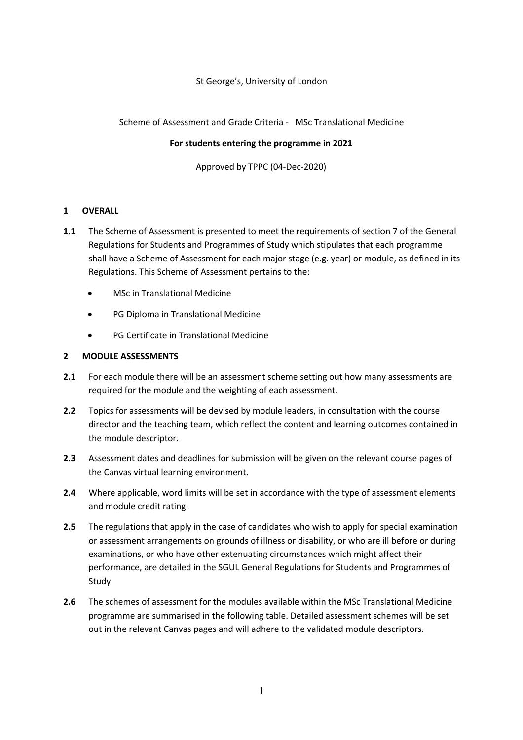St George's, University of London

Scheme of Assessment and Grade Criteria - MSc Translational Medicine

**For students entering the programme in 2021**

Approved by TPPC (04-Dec-2020)

## 1 OVERALL

**1.1** The Scheme of Assessment is presented to meet the requirements of section 7 of the General Regulations for Students and Programmes of Study which stipulates that each programme shall have a Scheme of Assessment for each major stage (e.g. year) or module, as defined in its Regulations. This Scheme of Assessment pertains to the:

- MSc in Translational Medicine
- PG Diploma in Translational Medicine
- PG Certificate in Translational Medicine

## 2 MODULE ASSESSMENTS

**2.1** For each module there will be an assessment scheme setting out how many assessments are required for the module and the weighting of each assessment.

**2.2** Topics for assessments will be devised by module leaders, in consultation with the course director and the teaching team, which reflect the content and learning outcomes contained in the module descriptor.

**2.3** Assessment dates and deadlines for submission will be given on the relevant course pages of the Canvas virtual learning environment.

**2.4** Where applicable, word limits will be set in accordance with the type of assessment elements and module credit rating.

**2.5** The regulations that apply in the case of candidates who wish to apply for special examination or assessment arrangements on grounds of illness or disability, or who are ill before or during examinations, or who have other extenuating circumstances which might affect their performance, are detailed in the SGUL General Regulations for Students and Programmes of Study

**2.6** The schemes of assessment for the modules available within the MSc Translational Medicine programme are summarised in the following table. Detailed assessment schemes will be set out in the relevant Canvas pages and will adhere to the validated module descriptors.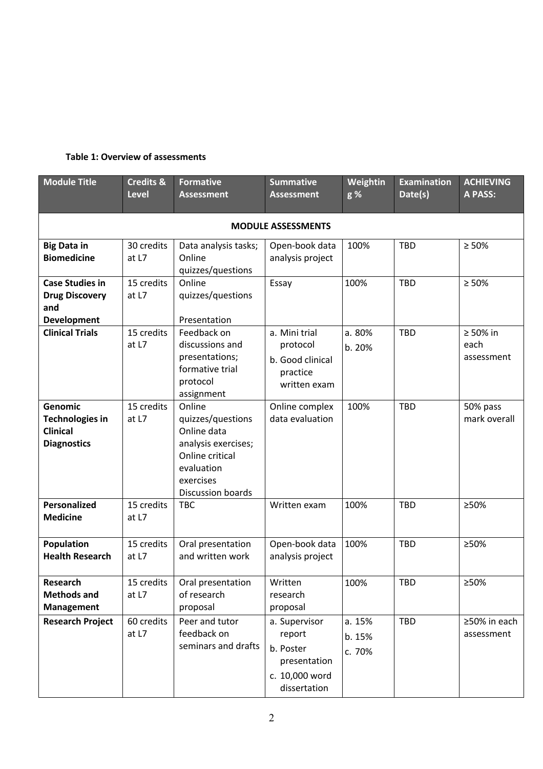**Table 1: Overview of assessments**

| Module Title | Credits & Level | Formative Assessment | Summative Assessment | Weighting % | Examination Date(s) | ACHIEVING A PASS: |
|---|---|---|---|---|---|---|
| **MODULE ASSESSMENTS** | | | | | | |
| **Big Data in Biomedicine** | 30 credits at L7 | Data analysis tasks; Online quizzes/questions | Open-book data analysis project | 100% | TBD | ≥ 50% |
| **Case Studies in Drug Discovery and Development** | 15 credits at L7 | Online quizzes/questions<br><br>Presentation | Essay | 100% | TBD | ≥ 50% |
| **Clinical Trials** | 15 credits at L7 | Feedback on discussions and presentations; formative trial protocol assignment | a. Mini trial protocol<br>b. Good clinical practice written exam | a. 80%<br>b. 20% | TBD | ≥ 50% in each assessment |
| **Genomic Technologies in Clinical Diagnostics** | 15 credits at L7 | Online quizzes/questions Online data analysis exercises; Online critical evaluation exercises Discussion boards | Online complex data evaluation | 100% | TBD | 50% pass mark overall |
| **Personalized Medicine** | 15 credits at L7 | TBC | Written exam | 100% | TBD | ≥50% |
| **Population Health Research** | 15 credits at L7 | Oral presentation and written work | Open-book data analysis project | 100% | TBD | ≥50% |
| **Research Methods and Management** | 15 credits at L7 | Oral presentation of research proposal | Written research proposal | 100% | TBD | ≥50% |
| **Research Project** | 60 credits at L7 | Peer and tutor feedback on seminars and drafts | a. Supervisor report<br>b. Poster presentation<br>c. 10,000 word dissertation | a. 15%<br>b. 15%<br>c. 70% | TBD | ≥50% in each assessment |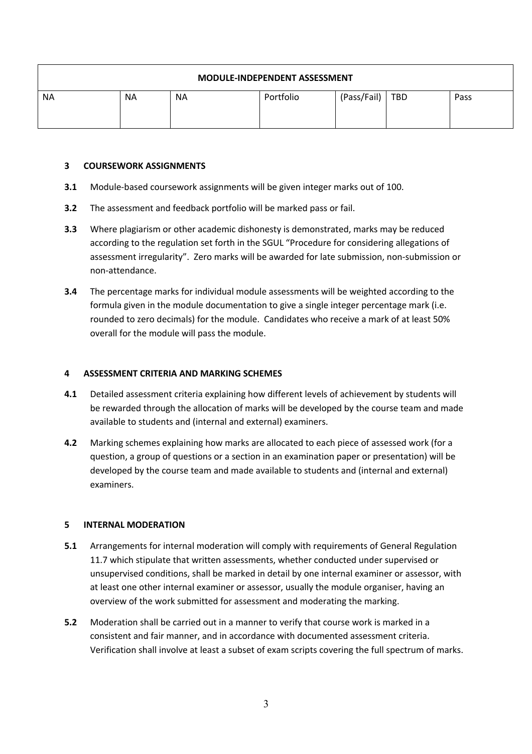| MODULE-INDEPENDENT ASSESSMENT | | | | | | |
|---|---|---|---|---|---|---|
| NA | NA | NA | Portfolio | (Pass/Fail) | TBD | Pass |

### 3 COURSEWORK ASSIGNMENTS

**3.1** Module-based coursework assignments will be given integer marks out of 100.

**3.2** The assessment and feedback portfolio will be marked pass or fail.

**3.3** Where plagiarism or other academic dishonesty is demonstrated, marks may be reduced according to the regulation set forth in the SGUL "Procedure for considering allegations of assessment irregularity". Zero marks will be awarded for late submission, non-submission or non-attendance.

**3.4** The percentage marks for individual module assessments will be weighted according to the formula given in the module documentation to give a single integer percentage mark (i.e. rounded to zero decimals) for the module. Candidates who receive a mark of at least 50% overall for the module will pass the module.

### 4 ASSESSMENT CRITERIA AND MARKING SCHEMES

**4.1** Detailed assessment criteria explaining how different levels of achievement by students will be rewarded through the allocation of marks will be developed by the course team and made available to students and (internal and external) examiners.

**4.2** Marking schemes explaining how marks are allocated to each piece of assessed work (for a question, a group of questions or a section in an examination paper or presentation) will be developed by the course team and made available to students and (internal and external) examiners.

### 5 INTERNAL MODERATION

**5.1** Arrangements for internal moderation will comply with requirements of General Regulation 11.7 which stipulate that written assessments, whether conducted under supervised or unsupervised conditions, shall be marked in detail by one internal examiner or assessor, with at least one other internal examiner or assessor, usually the module organiser, having an overview of the work submitted for assessment and moderating the marking.

**5.2** Moderation shall be carried out in a manner to verify that course work is marked in a consistent and fair manner, and in accordance with documented assessment criteria. Verification shall involve at least a subset of exam scripts covering the full spectrum of marks.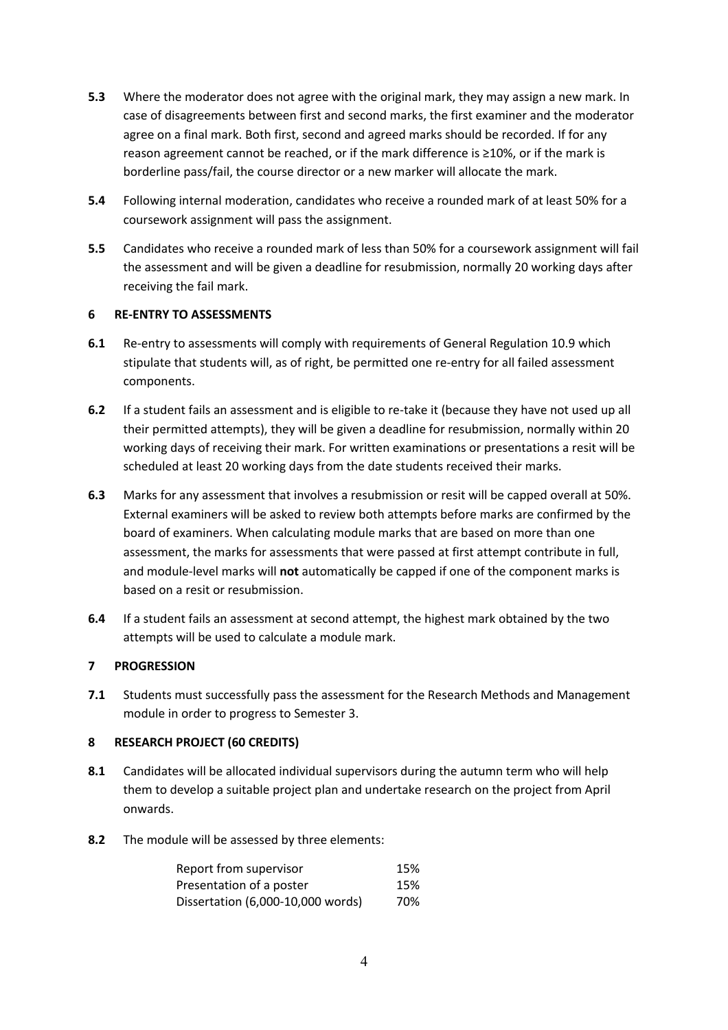**5.3** Where the moderator does not agree with the original mark, they may assign a new mark. In case of disagreements between first and second marks, the first examiner and the moderator agree on a final mark. Both first, second and agreed marks should be recorded. If for any reason agreement cannot be reached, or if the mark difference is ≥10%, or if the mark is borderline pass/fail, the course director or a new marker will allocate the mark.

**5.4** Following internal moderation, candidates who receive a rounded mark of at least 50% for a coursework assignment will pass the assignment.

**5.5** Candidates who receive a rounded mark of less than 50% for a coursework assignment will fail the assessment and will be given a deadline for resubmission, normally 20 working days after receiving the fail mark.

## 6 RE-ENTRY TO ASSESSMENTS

**6.1** Re-entry to assessments will comply with requirements of General Regulation 10.9 which stipulate that students will, as of right, be permitted one re-entry for all failed assessment components.

**6.2** If a student fails an assessment and is eligible to re-take it (because they have not used up all their permitted attempts), they will be given a deadline for resubmission, normally within 20 working days of receiving their mark. For written examinations or presentations a resit will be scheduled at least 20 working days from the date students received their marks.

**6.3** Marks for any assessment that involves a resubmission or resit will be capped overall at 50%. External examiners will be asked to review both attempts before marks are confirmed by the board of examiners. When calculating module marks that are based on more than one assessment, the marks for assessments that were passed at first attempt contribute in full, and module-level marks will **not** automatically be capped if one of the component marks is based on a resit or resubmission.

**6.4** If a student fails an assessment at second attempt, the highest mark obtained by the two attempts will be used to calculate a module mark.

## 7 PROGRESSION

**7.1** Students must successfully pass the assessment for the Research Methods and Management module in order to progress to Semester 3.

## 8 RESEARCH PROJECT (60 CREDITS)

**8.1** Candidates will be allocated individual supervisors during the autumn term who will help them to develop a suitable project plan and undertake research on the project from April onwards.

**8.2** The module will be assessed by three elements:

| Element | Weighting |
|---|---|
| Report from supervisor | 15% |
| Presentation of a poster | 15% |
| Dissertation (6,000-10,000 words) | 70% |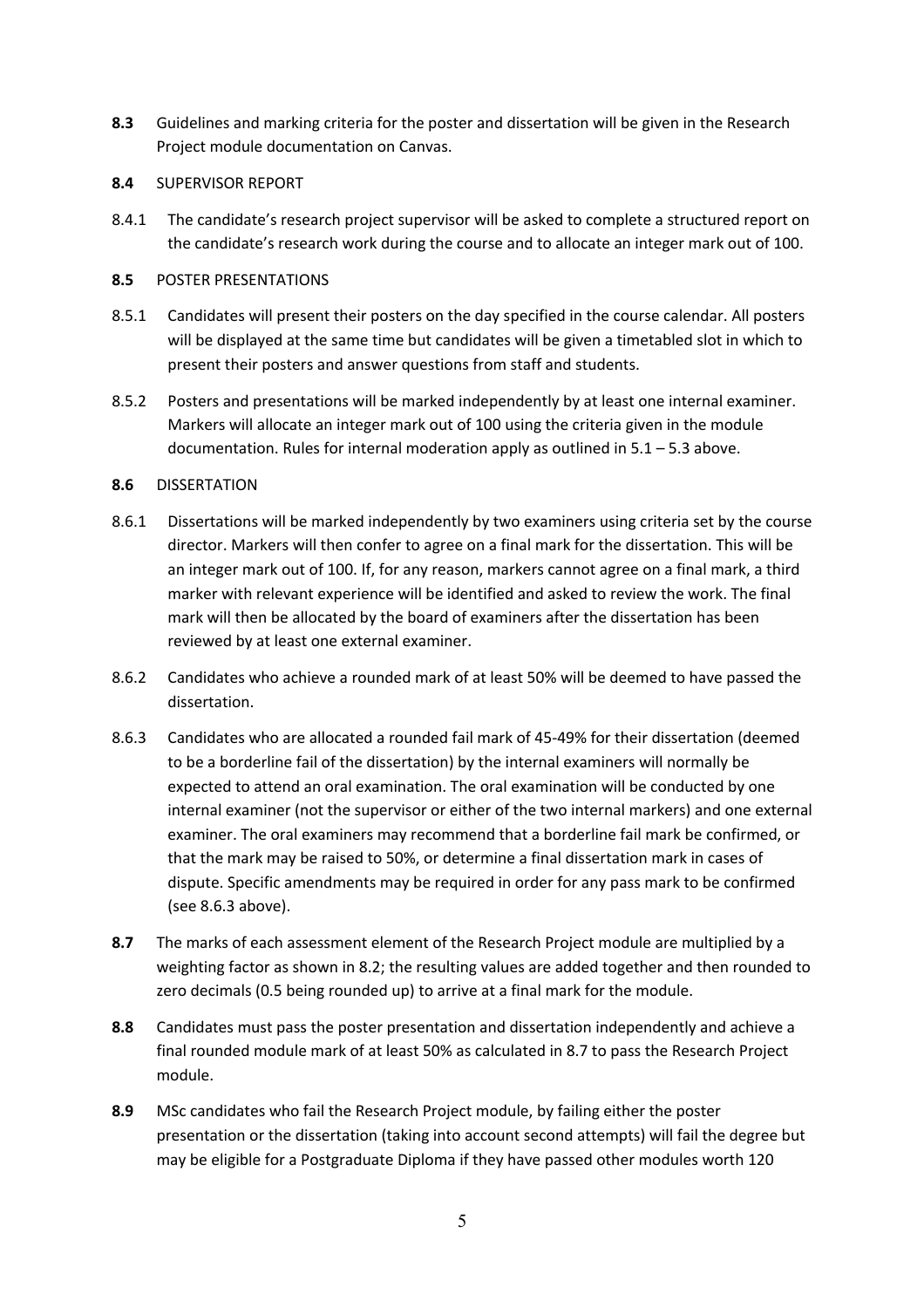**8.3** Guidelines and marking criteria for the poster and dissertation will be given in the Research Project module documentation on Canvas.

**8.4** SUPERVISOR REPORT

8.4.1 The candidate's research project supervisor will be asked to complete a structured report on the candidate's research work during the course and to allocate an integer mark out of 100.

**8.5** POSTER PRESENTATIONS

8.5.1 Candidates will present their posters on the day specified in the course calendar. All posters will be displayed at the same time but candidates will be given a timetabled slot in which to present their posters and answer questions from staff and students.

8.5.2 Posters and presentations will be marked independently by at least one internal examiner. Markers will allocate an integer mark out of 100 using the criteria given in the module documentation. Rules for internal moderation apply as outlined in 5.1 – 5.3 above.

**8.6** DISSERTATION

8.6.1 Dissertations will be marked independently by two examiners using criteria set by the course director. Markers will then confer to agree on a final mark for the dissertation. This will be an integer mark out of 100. If, for any reason, markers cannot agree on a final mark, a third marker with relevant experience will be identified and asked to review the work. The final mark will then be allocated by the board of examiners after the dissertation has been reviewed by at least one external examiner.

8.6.2 Candidates who achieve a rounded mark of at least 50% will be deemed to have passed the dissertation.

8.6.3 Candidates who are allocated a rounded fail mark of 45-49% for their dissertation (deemed to be a borderline fail of the dissertation) by the internal examiners will normally be expected to attend an oral examination. The oral examination will be conducted by one internal examiner (not the supervisor or either of the two internal markers) and one external examiner. The oral examiners may recommend that a borderline fail mark be confirmed, or that the mark may be raised to 50%, or determine a final dissertation mark in cases of dispute. Specific amendments may be required in order for any pass mark to be confirmed (see 8.6.3 above).

**8.7** The marks of each assessment element of the Research Project module are multiplied by a weighting factor as shown in 8.2; the resulting values are added together and then rounded to zero decimals (0.5 being rounded up) to arrive at a final mark for the module.

**8.8** Candidates must pass the poster presentation and dissertation independently and achieve a final rounded module mark of at least 50% as calculated in 8.7 to pass the Research Project module.

**8.9** MSc candidates who fail the Research Project module, by failing either the poster presentation or the dissertation (taking into account second attempts) will fail the degree but may be eligible for a Postgraduate Diploma if they have passed other modules worth 120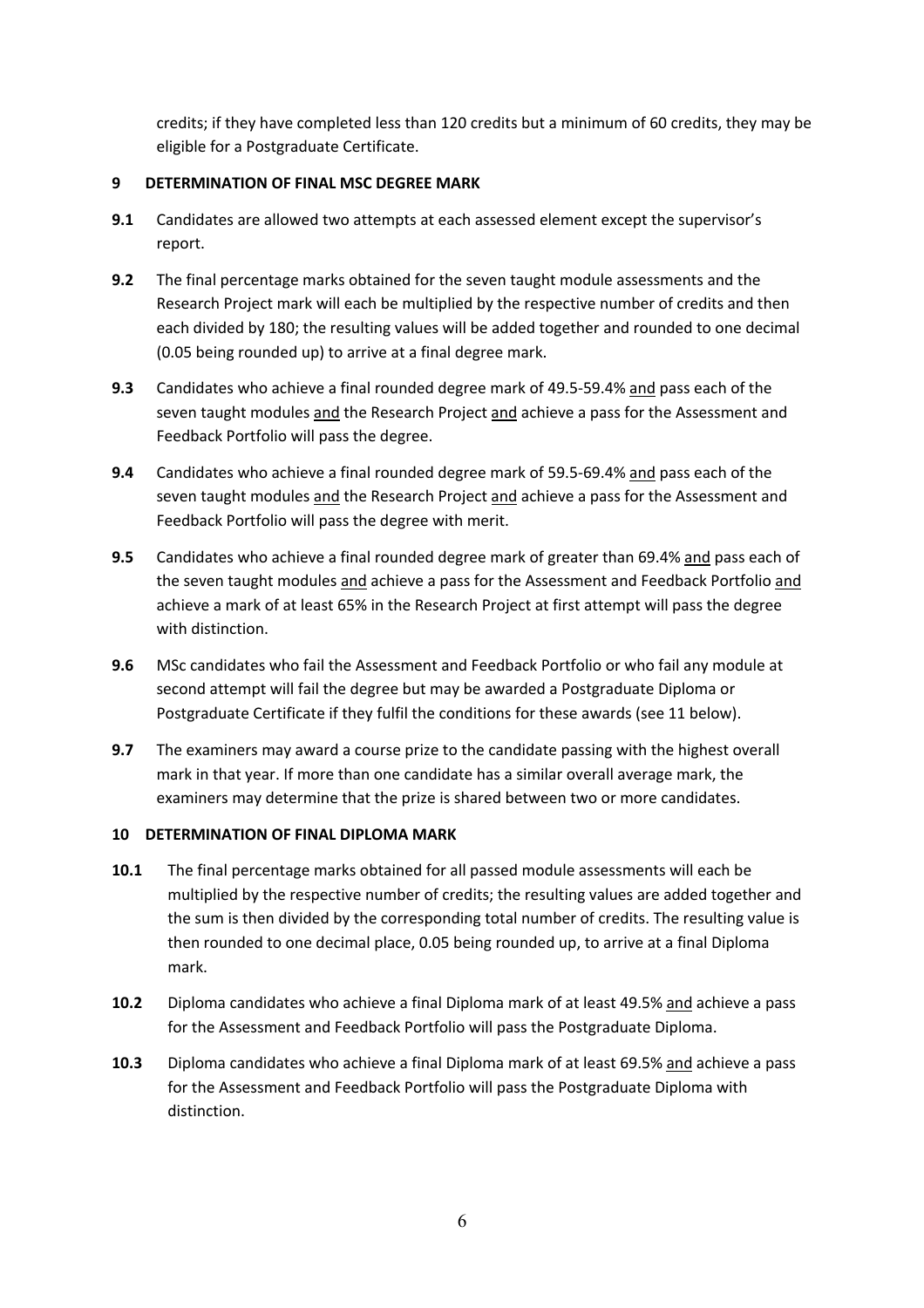credits; if they have completed less than 120 credits but a minimum of 60 credits, they may be eligible for a Postgraduate Certificate.

## 9 DETERMINATION OF FINAL MSC DEGREE MARK

**9.1** Candidates are allowed two attempts at each assessed element except the supervisor's report.

**9.2** The final percentage marks obtained for the seven taught module assessments and the Research Project mark will each be multiplied by the respective number of credits and then each divided by 180; the resulting values will be added together and rounded to one decimal (0.05 being rounded up) to arrive at a final degree mark.

**9.3** Candidates who achieve a final rounded degree mark of 49.5-59.4% <u>and</u> pass each of the seven taught modules <u>and</u> the Research Project <u>and</u> achieve a pass for the Assessment and Feedback Portfolio will pass the degree.

**9.4** Candidates who achieve a final rounded degree mark of 59.5-69.4% <u>and</u> pass each of the seven taught modules <u>and</u> the Research Project <u>and</u> achieve a pass for the Assessment and Feedback Portfolio will pass the degree with merit.

**9.5** Candidates who achieve a final rounded degree mark of greater than 69.4% <u>and</u> pass each of the seven taught modules <u>and</u> achieve a pass for the Assessment and Feedback Portfolio <u>and</u> achieve a mark of at least 65% in the Research Project at first attempt will pass the degree with distinction.

**9.6** MSc candidates who fail the Assessment and Feedback Portfolio or who fail any module at second attempt will fail the degree but may be awarded a Postgraduate Diploma or Postgraduate Certificate if they fulfil the conditions for these awards (see 11 below).

**9.7** The examiners may award a course prize to the candidate passing with the highest overall mark in that year. If more than one candidate has a similar overall average mark, the examiners may determine that the prize is shared between two or more candidates.

## 10 DETERMINATION OF FINAL DIPLOMA MARK

**10.1** The final percentage marks obtained for all passed module assessments will each be multiplied by the respective number of credits; the resulting values are added together and the sum is then divided by the corresponding total number of credits. The resulting value is then rounded to one decimal place, 0.05 being rounded up, to arrive at a final Diploma mark.

**10.2** Diploma candidates who achieve a final Diploma mark of at least 49.5% <u>and</u> achieve a pass for the Assessment and Feedback Portfolio will pass the Postgraduate Diploma.

**10.3** Diploma candidates who achieve a final Diploma mark of at least 69.5% <u>and</u> achieve a pass for the Assessment and Feedback Portfolio will pass the Postgraduate Diploma with distinction.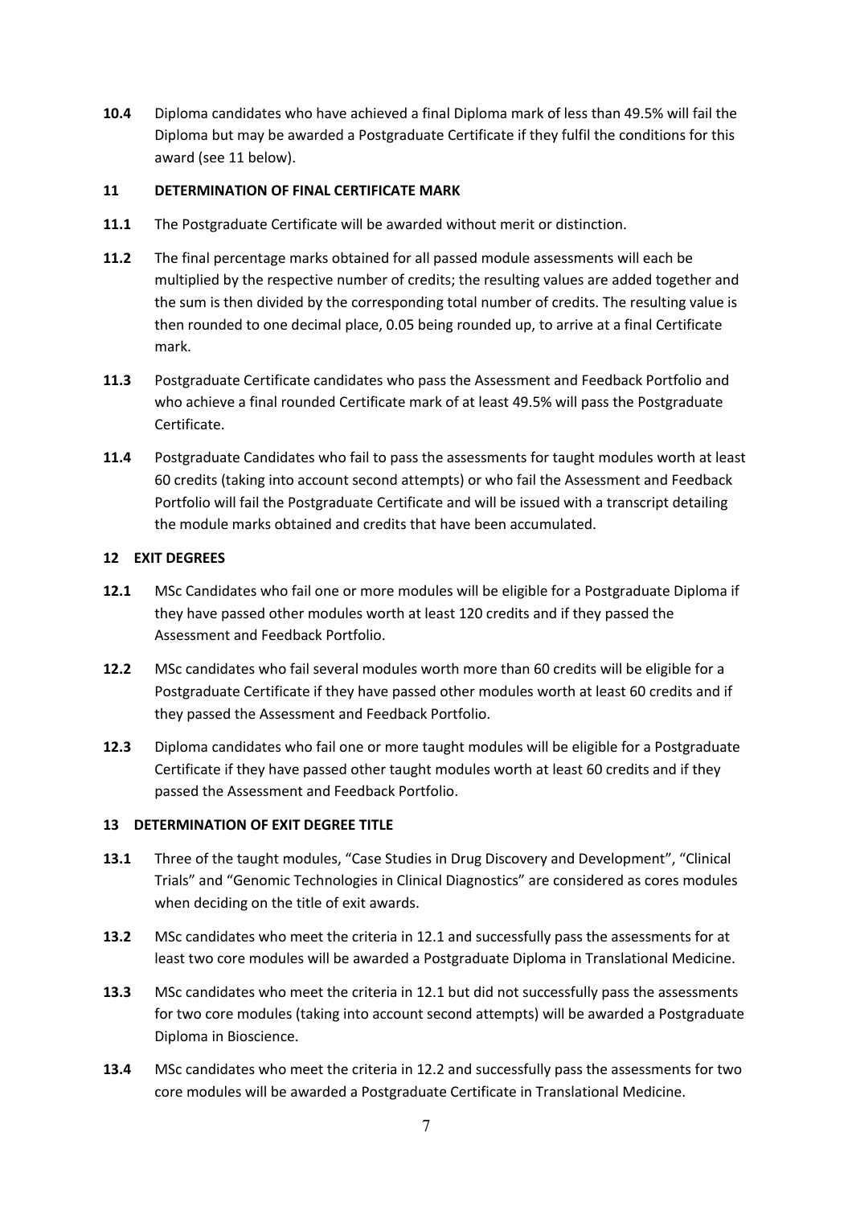**10.4** Diploma candidates who have achieved a final Diploma mark of less than 49.5% will fail the Diploma but may be awarded a Postgraduate Certificate if they fulfil the conditions for this award (see 11 below).

## 11 DETERMINATION OF FINAL CERTIFICATE MARK

**11.1** The Postgraduate Certificate will be awarded without merit or distinction.

**11.2** The final percentage marks obtained for all passed module assessments will each be multiplied by the respective number of credits; the resulting values are added together and the sum is then divided by the corresponding total number of credits. The resulting value is then rounded to one decimal place, 0.05 being rounded up, to arrive at a final Certificate mark.

**11.3** Postgraduate Certificate candidates who pass the Assessment and Feedback Portfolio and who achieve a final rounded Certificate mark of at least 49.5% will pass the Postgraduate Certificate.

**11.4** Postgraduate Candidates who fail to pass the assessments for taught modules worth at least 60 credits (taking into account second attempts) or who fail the Assessment and Feedback Portfolio will fail the Postgraduate Certificate and will be issued with a transcript detailing the module marks obtained and credits that have been accumulated.

## 12 EXIT DEGREES

**12.1** MSc Candidates who fail one or more modules will be eligible for a Postgraduate Diploma if they have passed other modules worth at least 120 credits and if they passed the Assessment and Feedback Portfolio.

**12.2** MSc candidates who fail several modules worth more than 60 credits will be eligible for a Postgraduate Certificate if they have passed other modules worth at least 60 credits and if they passed the Assessment and Feedback Portfolio.

**12.3** Diploma candidates who fail one or more taught modules will be eligible for a Postgraduate Certificate if they have passed other taught modules worth at least 60 credits and if they passed the Assessment and Feedback Portfolio.

## 13 DETERMINATION OF EXIT DEGREE TITLE

**13.1** Three of the taught modules, "Case Studies in Drug Discovery and Development", "Clinical Trials" and "Genomic Technologies in Clinical Diagnostics" are considered as cores modules when deciding on the title of exit awards.

**13.2** MSc candidates who meet the criteria in 12.1 and successfully pass the assessments for at least two core modules will be awarded a Postgraduate Diploma in Translational Medicine.

**13.3** MSc candidates who meet the criteria in 12.1 but did not successfully pass the assessments for two core modules (taking into account second attempts) will be awarded a Postgraduate Diploma in Bioscience.

**13.4** MSc candidates who meet the criteria in 12.2 and successfully pass the assessments for two core modules will be awarded a Postgraduate Certificate in Translational Medicine.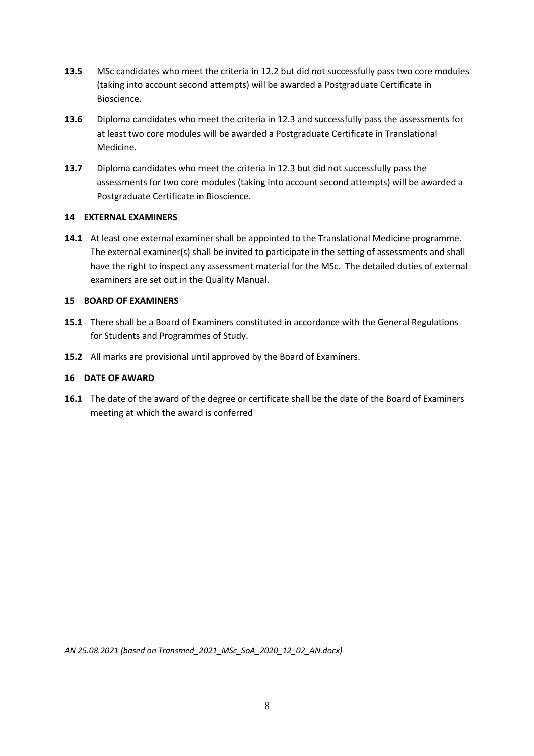**13.5** MSc candidates who meet the criteria in 12.2 but did not successfully pass two core modules (taking into account second attempts) will be awarded a Postgraduate Certificate in Bioscience.

**13.6** Diploma candidates who meet the criteria in 12.3 and successfully pass the assessments for at least two core modules will be awarded a Postgraduate Certificate in Translational Medicine.

**13.7** Diploma candidates who meet the criteria in 12.3 but did not successfully pass the assessments for two core modules (taking into account second attempts) will be awarded a Postgraduate Certificate in Bioscience.

## 14 EXTERNAL EXAMINERS

**14.1** At least one external examiner shall be appointed to the Translational Medicine programme. The external examiner(s) shall be invited to participate in the setting of assessments and shall have the right to inspect any assessment material for the MSc. The detailed duties of external examiners are set out in the Quality Manual.

## 15 BOARD OF EXAMINERS

**15.1** There shall be a Board of Examiners constituted in accordance with the General Regulations for Students and Programmes of Study.

**15.2** All marks are provisional until approved by the Board of Examiners.

## 16 DATE OF AWARD

**16.1** The date of the award of the degree or certificate shall be the date of the Board of Examiners meeting at which the award is conferred

*AN 25.08.2021 (based on Transmed_2021_MSc_SoA_2020_12_02_AN.docx)*